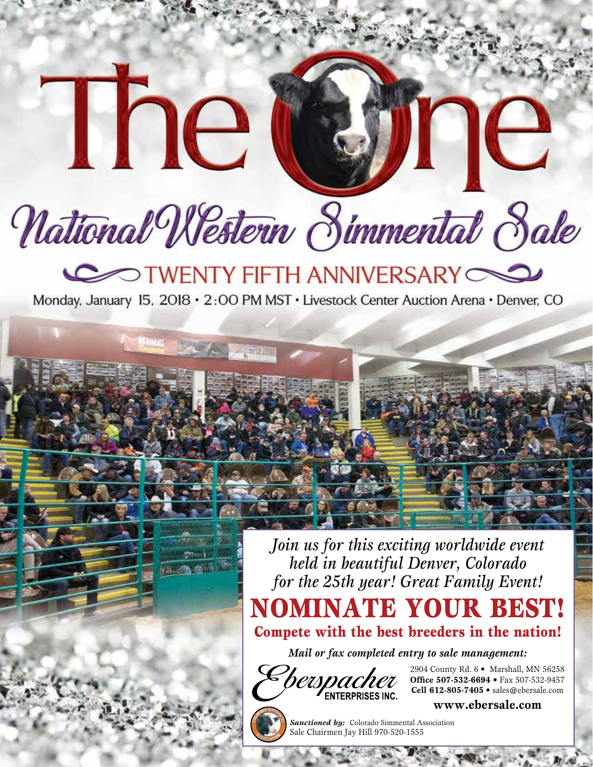# The One

## National Western Simmental Sale

### TWENTY FIFTH ANNIVERSARY

Monday, January 15, 2018 • 2:00 PM MST • Livestock Center Auction Arena • Denver, CO

*Join us for this exciting worldwide event held in beautiful Denver, Colorado for the 25th year! Great Family Event!*

## NOMINATE YOUR BEST!

**Compete with the best breeders in the nation!**

*Mail or fax completed entry to sale management:*

Eberspacher ENTERPRISES INC.

2904 County Rd. 6 • Marshall, MN 56258
**Office 507-532-6694** • Fax 507-532-9457
**Cell 612-805-7405** • sales@ebersale.com

**www.ebersale.com**

***Sanctioned by:*** Colorado Simmental Association
Sale Chairmen Jay Hill 970-520-1555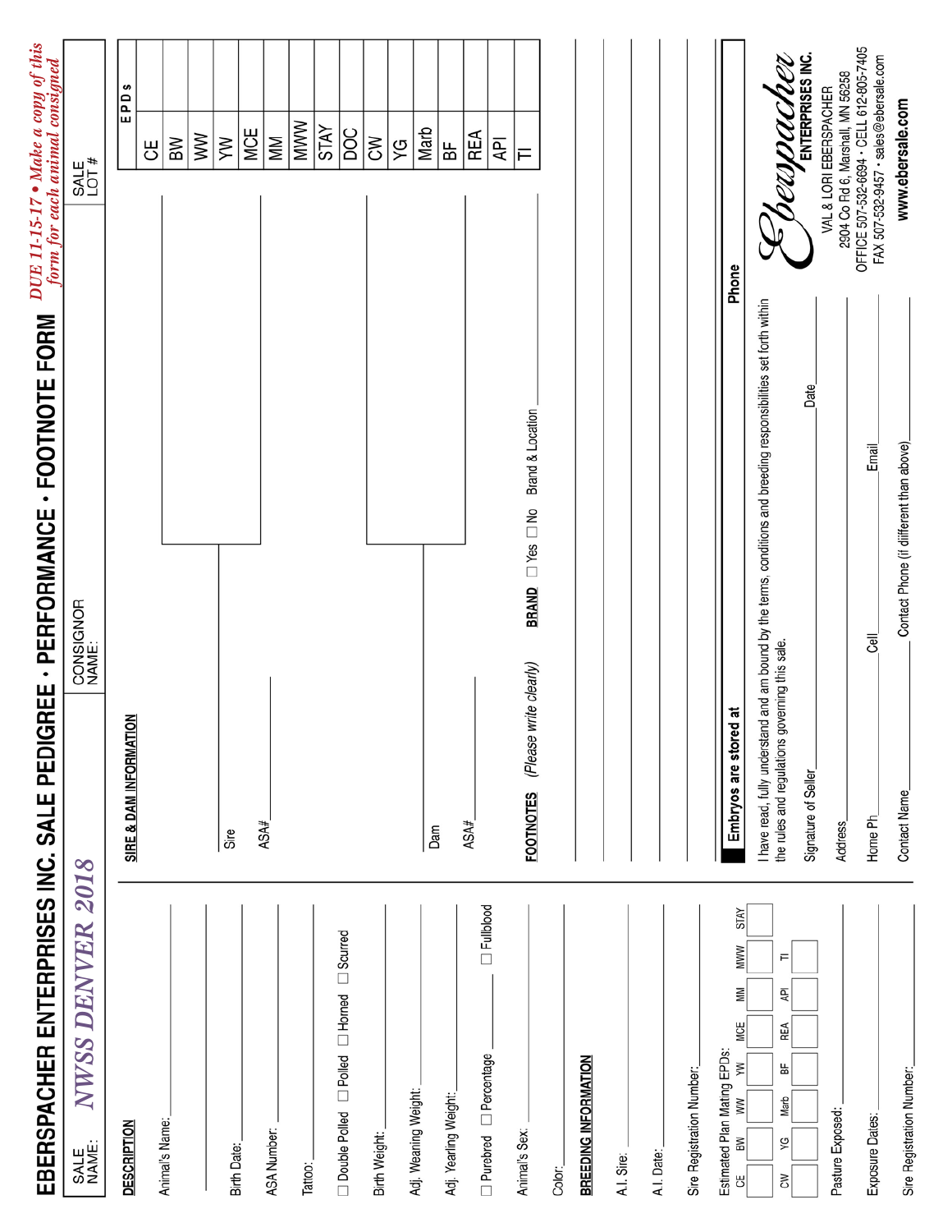# EBERSPACHER ENTERPRISES INC. SALE PEDIGREE · PERFORMANCE · FOOTNOTE FORM

*DUE 11-15-17 • Make a copy of this form for each animal consigned*

SALE NAME: *NWSS DENVER 2018*

CONSIGNOR NAME:

SALE LOT #

## DESCRIPTION

Animal's Name: ______________________________

Birth Date: ______________________________

ASA Number: ______________________________

Tattoo: ______________________________

☐ Double Polled ☐ Polled ☐ Horned ☐ Scurred

Birth Weight: ______________________________

Adj. Weaning Weight: ______________________________

Adj. Yearling Weight: ______________________________

☐ Purebred ☐ Percentage ______ ☐ Fullblood

Animal's Sex: ______________________________

Color: ______________________________

## BREEDING INFORMATION

A.I. Sire: ______________________________

A.I. Date: ______________________________

Sire Registration Number: ______________________________

Estimated Plan Mating EPDs:

| CE | BW | WW | YW | MCE | MM | MWW | STAY |
|---|---|---|---|---|---|---|---|
| | | | | | | | |

| CW | YG | Marb | BF | REA | API | TI |
|---|---|---|---|---|---|---|
| | | | | | | |

Pasture Exposed: ______________________________

Exposure Dates: ______________________________

Sire Registration Number: ______________________________

## SIRE & DAM INFORMATION

Sire ______________________________

ASA# ______________________________

Dam ______________________________

ASA# ______________________________

| EPDs | |
|---|---|
| CE | |
| BW | |
| WW | |
| YW | |
| MCE | |
| MM | |
| MWW | |
| STAY | |
| DOC | |
| CW | |
| YG | |
| Marb | |
| BF | |
| REA | |
| API | |
| TI | |

**FOOTNOTES** *(Please write clearly)*

**BRAND** ☐ Yes ☐ No Brand & Location ______________________________

______________________________

______________________________

______________________________

______________________________

**Embryos are stored at** ______________________________ **Phone** ______________

I have read, fully understand and am bound by the terms, conditions and breeding responsibilities set forth within the rules and regulations governing this sale.

Signature of Seller ______________________________ Date ______________

Address ______________________________

Home Ph ______________ Cell ______________ Email ______________

Contact Name ______________ Contact Phone (if different than above) ______________

*Eberspacher* ENTERPRISES INC.

VAL & LORI EBERSPACHER

2904 Co Rd 6, Marshall, MN 56258

OFFICE 507-532-6694 • CELL 612-805-7405

FAX 507-532-9457 • sales@ebersale.com

**www.ebersale.com**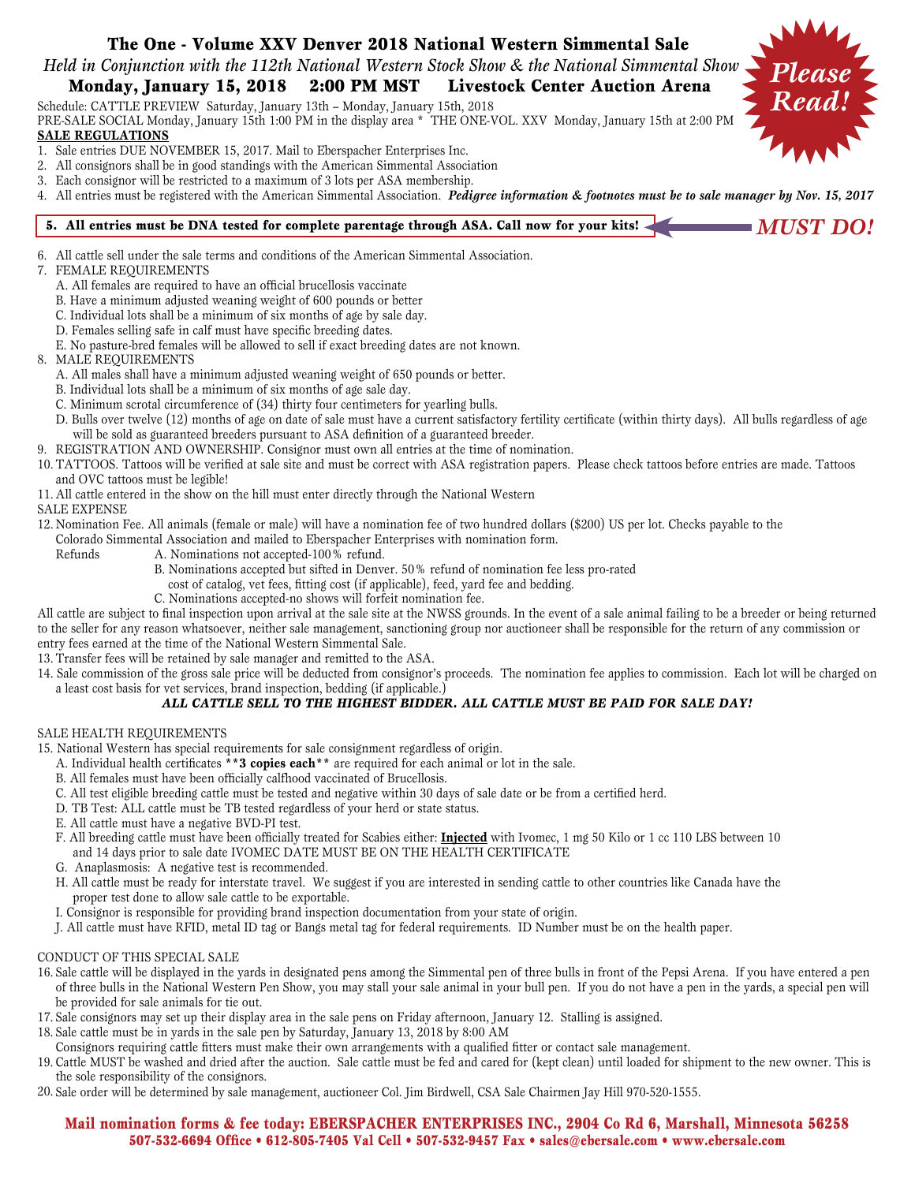# The One - Volume XXV Denver 2018 National Western Simmental Sale

*Held in Conjunction with the 112th National Western Stock Show & the National Simmental Show*

**Monday, January 15, 2018 2:00 PM MST Livestock Center Auction Arena**

*Please Read!*

Schedule: CATTLE PREVIEW Saturday, January 13th – Monday, January 15th, 2018

PRE-SALE SOCIAL Monday, January 15th 1:00 PM in the display area * THE ONE-VOL. XXV Monday, January 15th at 2:00 PM

**SALE REGULATIONS**

1. Sale entries DUE NOVEMBER 15, 2017. Mail to Eberspacher Enterprises Inc.
2. All consignors shall be in good standings with the American Simmental Association
3. Each consignor will be restricted to a maximum of 3 lots per ASA membership.
4. All entries must be registered with the American Simmental Association. ***Pedigree information & footnotes must be to sale manager by Nov. 15, 2017***
5. **All entries must be DNA tested for complete parentage through ASA. Call now for your kits!** ← ***MUST DO!***
6. All cattle sell under the sale terms and conditions of the American Simmental Association.
7. FEMALE REQUIREMENTS
   - A. All females are required to have an official brucellosis vaccinate
   - B. Have a minimum adjusted weaning weight of 600 pounds or better
   - C. Individual lots shall be a minimum of six months of age by sale day.
   - D. Females selling safe in calf must have specific breeding dates.
   - E. No pasture-bred females will be allowed to sell if exact breeding dates are not known.
8. MALE REQUIREMENTS
   - A. All males shall have a minimum adjusted weaning weight of 650 pounds or better.
   - B. Individual lots shall be a minimum of six months of age sale day.
   - C. Minimum scrotal circumference of (34) thirty four centimeters for yearling bulls.
   - D. Bulls over twelve (12) months of age on date of sale must have a current satisfactory fertility certificate (within thirty days). All bulls regardless of age will be sold as guaranteed breeders pursuant to ASA definition of a guaranteed breeder.
9. REGISTRATION AND OWNERSHIP. Consignor must own all entries at the time of nomination.
10. TATTOOS. Tattoos will be verified at sale site and must be correct with ASA registration papers. Please check tattoos before entries are made. Tattoos and OVC tattoos must be legible!
11. All cattle entered in the show on the hill must enter directly through the National Western

SALE EXPENSE

12. Nomination Fee. All animals (female or male) will have a nomination fee of two hundred dollars ($200) US per lot. Checks payable to the Colorado Simmental Association and mailed to Eberspacher Enterprises with nomination form.

    Refunds
    - A. Nominations not accepted-100% refund.
    - B. Nominations accepted but sifted in Denver. 50% refund of nomination fee less pro-rated cost of catalog, vet fees, fitting cost (if applicable), feed, yard fee and bedding.
    - C. Nominations accepted-no shows will forfeit nomination fee.

All cattle are subject to final inspection upon arrival at the sale site at the NWSS grounds. In the event of a sale animal failing to be a breeder or being returned to the seller for any reason whatsoever, neither sale management, sanctioning group nor auctioneer shall be responsible for the return of any commission or entry fees earned at the time of the National Western Simmental Sale.

13. Transfer fees will be retained by sale manager and remitted to the ASA.
14. Sale commission of the gross sale price will be deducted from consignor's proceeds. The nomination fee applies to commission. Each lot will be charged on a least cost basis for vet services, brand inspection, bedding (if applicable.)

***ALL CATTLE SELL TO THE HIGHEST BIDDER. ALL CATTLE MUST BE PAID FOR SALE DAY!***

SALE HEALTH REQUIREMENTS

15. National Western has special requirements for sale consignment regardless of origin.
    - A. Individual health certificates ****3 copies each**** are required for each animal or lot in the sale.
    - B. All females must have been officially calfhood vaccinated of Brucellosis.
    - C. All test eligible breeding cattle must be tested and negative within 30 days of sale date or be from a certified herd.
    - D. TB Test: ALL cattle must be TB tested regardless of your herd or state status.
    - E. All cattle must have a negative BVD-PI test.
    - F. All breeding cattle must have been officially treated for Scabies either: **Injected** with Ivomec, 1 mg 50 Kilo or 1 cc 110 LBS between 10 and 14 days prior to sale date IVOMEC DATE MUST BE ON THE HEALTH CERTIFICATE
    - G. Anaplasmosis: A negative test is recommended.
    - H. All cattle must be ready for interstate travel. We suggest if you are interested in sending cattle to other countries like Canada have the proper test done to allow sale cattle to be exportable.
    - I. Consignor is responsible for providing brand inspection documentation from your state of origin.
    - J. All cattle must have RFID, metal ID tag or Bangs metal tag for federal requirements. ID Number must be on the health paper.

CONDUCT OF THIS SPECIAL SALE

16. Sale cattle will be displayed in the yards in designated pens among the Simmental pen of three bulls in front of the Pepsi Arena. If you have entered a pen of three bulls in the National Western Pen Show, you may stall your sale animal in your bull pen. If you do not have a pen in the yards, a special pen will be provided for sale animals for tie out.
17. Sale consignors may set up their display area in the sale pens on Friday afternoon, January 12. Stalling is assigned.
18. Sale cattle must be in yards in the sale pen by Saturday, January 13, 2018 by 8:00 AM

    Consignors requiring cattle fitters must make their own arrangements with a qualified fitter or contact sale management.
19. Cattle MUST be washed and dried after the auction. Sale cattle must be fed and cared for (kept clean) until loaded for shipment to the new owner. This is the sole responsibility of the consignors.
20. Sale order will be determined by sale management, auctioneer Col. Jim Birdwell, CSA Sale Chairmen Jay Hill 970-520-1555.

**Mail nomination forms & fee today: EBERSPACHER ENTERPRISES INC., 2904 Co Rd 6, Marshall, Minnesota 56258**

**507-532-6694 Office • 612-805-7405 Val Cell • 507-532-9457 Fax • sales@ebersale.com • www.ebersale.com**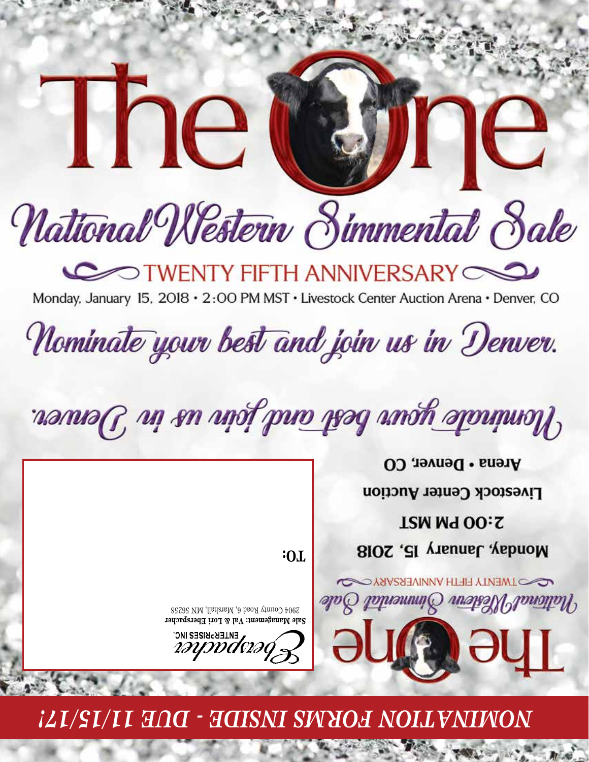# The One

## National Western Simmental Sale

TWENTY FIFTH ANNIVERSARY

Monday, January 15, 2018 • 2:00 PM MST • Livestock Center Auction Arena • Denver, CO

*Nominate your best and join us in Denver.*

*Nominate your best and join us in Denver.*

The One

National Western Simmental Sale

TWENTY FIFTH ANNIVERSARY

Monday, January 15, 2018

2:00 PM MST

Livestock Center Auction

Arena • Denver, CO

Eberspacher ENTERPRISES INC.

Sale Management: Val & Lori Eberspacher

2904 County Road 6, Marshall, MN 56258

TO:

*NOMINATION FORMS INSIDE - DUE 11/15/17!*